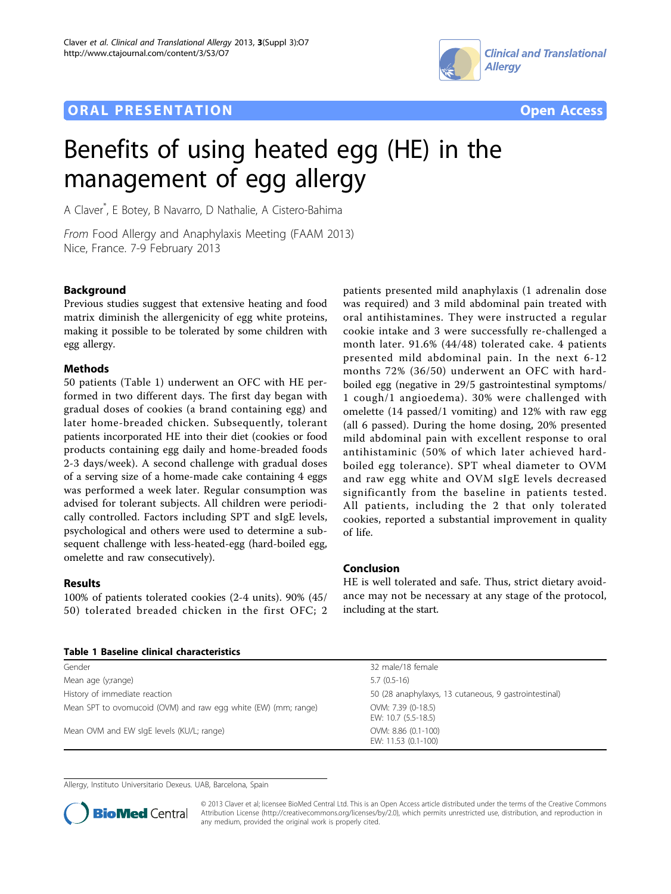ORAL PRESENTATION

Open Access

# Benefits of using heated egg (HE) in the management of egg allergy

A Claver*, E Botey, B Navarro, D Nathalie, A Cistero-Bahima

*From* Food Allergy and Anaphylaxis Meeting (FAAM 2013)
Nice, France. 7-9 February 2013

## Background

Previous studies suggest that extensive heating and food matrix diminish the allergenicity of egg white proteins, making it possible to be tolerated by some children with egg allergy.

## Methods

50 patients (Table 1) underwent an OFC with HE performed in two different days. The first day began with gradual doses of cookies (a brand containing egg) and later home-breaded chicken. Subsequently, tolerant patients incorporated HE into their diet (cookies or food products containing egg daily and home-breaded foods 2-3 days/week). A second challenge with gradual doses of a serving size of a home-made cake containing 4 eggs was performed a week later. Regular consumption was advised for tolerant subjects. All children were periodically controlled. Factors including SPT and sIgE levels, psychological and others were used to determine a subsequent challenge with less-heated-egg (hard-boiled egg, omelette and raw consecutively).

## Results

100% of patients tolerated cookies (2-4 units). 90% (45/50) tolerated breaded chicken in the first OFC; 2 patients presented mild anaphylaxis (1 adrenalin dose was required) and 3 mild abdominal pain treated with oral antihistamines. They were instructed a regular cookie intake and 3 were successfully re-challenged a month later. 91.6% (44/48) tolerated cake. 4 patients presented mild abdominal pain. In the next 6-12 months 72% (36/50) underwent an OFC with hard-boiled egg (negative in 29/5 gastrointestinal symptoms/1 cough/1 angioedema). 30% were challenged with omelette (14 passed/1 vomiting) and 12% with raw egg (all 6 passed). During the home dosing, 20% presented mild abdominal pain with excellent response to oral antihistaminic (50% of which later achieved hard-boiled egg tolerance). SPT wheal diameter to OVM and raw egg white and OVM sIgE levels decreased significantly from the baseline in patients tested. All patients, including the 2 that only tolerated cookies, reported a substantial improvement in quality of life.

## Conclusion

HE is well tolerated and safe. Thus, strict dietary avoidance may not be necessary at any stage of the protocol, including at the start.

**Table 1 Baseline clinical characteristics**

| | |
|---|---|
| Gender | 32 male/18 female |
| Mean age (y;range) | 5.7 (0.5-16) |
| History of immediate reaction | 50 (28 anaphylaxys, 13 cutaneous, 9 gastrointestinal) |
| Mean SPT to ovomucoid (OVM) and raw egg white (EW) (mm; range) | OVM: 7.39 (0-18.5)<br>EW: 10.7 (5.5-18.5) |
| Mean OVM and EW sIgE levels (KU/L; range) | OVM: 8.86 (0.1-100)<br>EW: 11.53 (0.1-100) |

Allergy, Instituto Universitario Dexeus. UAB, Barcelona, Spain

© 2013 Claver et al; licensee BioMed Central Ltd. This is an Open Access article distributed under the terms of the Creative Commons Attribution License (http://creativecommons.org/licenses/by/2.0), which permits unrestricted use, distribution, and reproduction in any medium, provided the original work is properly cited.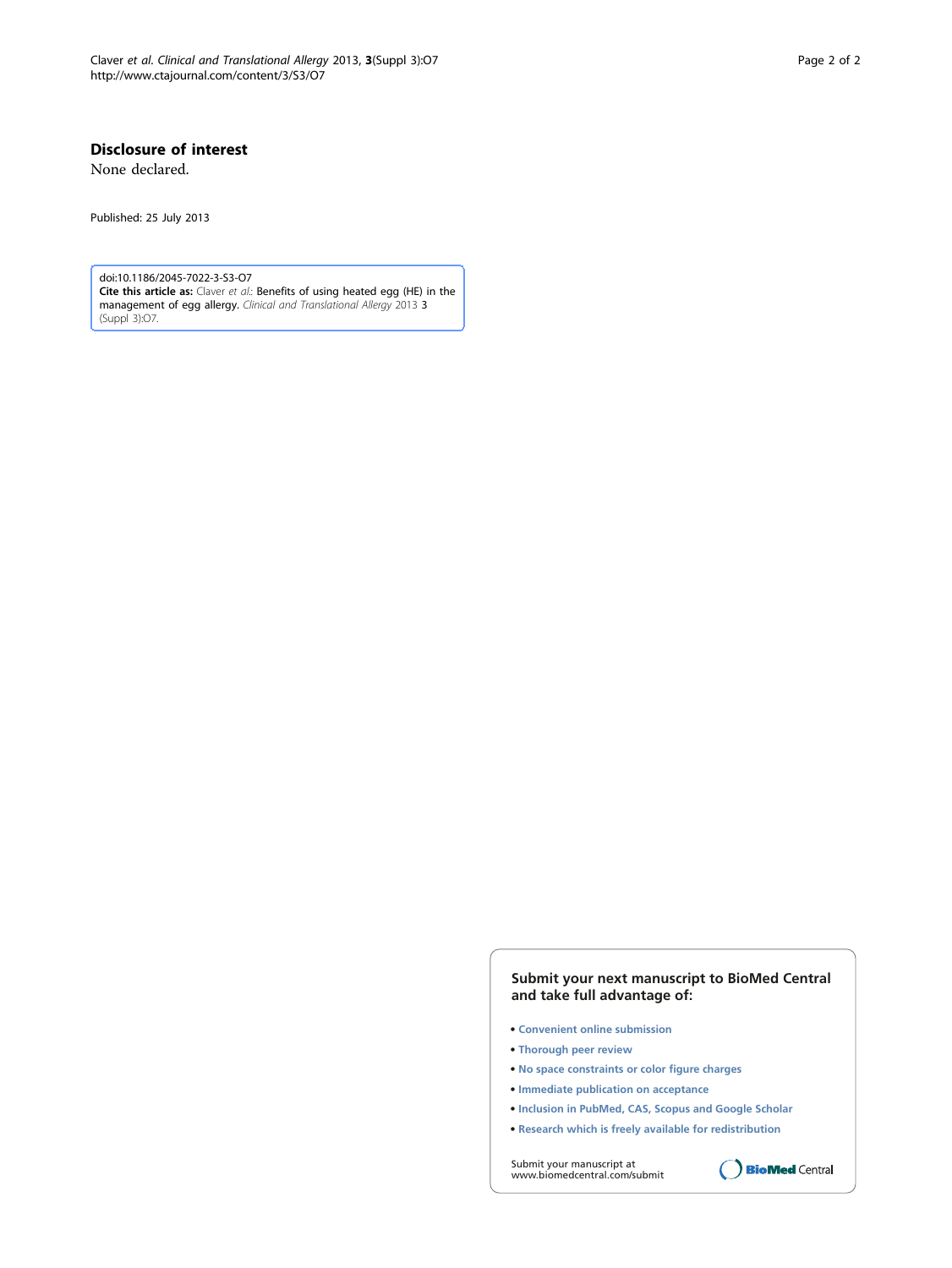## Disclosure of interest

None declared.

Published: 25 July 2013

doi:10.1186/2045-7022-3-S3-O7

**Cite this article as:** Claver *et al.*: Benefits of using heated egg (HE) in the management of egg allergy. *Clinical and Translational Allergy* 2013 **3** (Suppl 3):O7.

**Submit your next manuscript to BioMed Central and take full advantage of:**

- **Convenient online submission**
- **Thorough peer review**
- **No space constraints or color figure charges**
- **Immediate publication on acceptance**
- **Inclusion in PubMed, CAS, Scopus and Google Scholar**
- **Research which is freely available for redistribution**

Submit your manuscript at www.biomedcentral.com/submit

BioMed Central